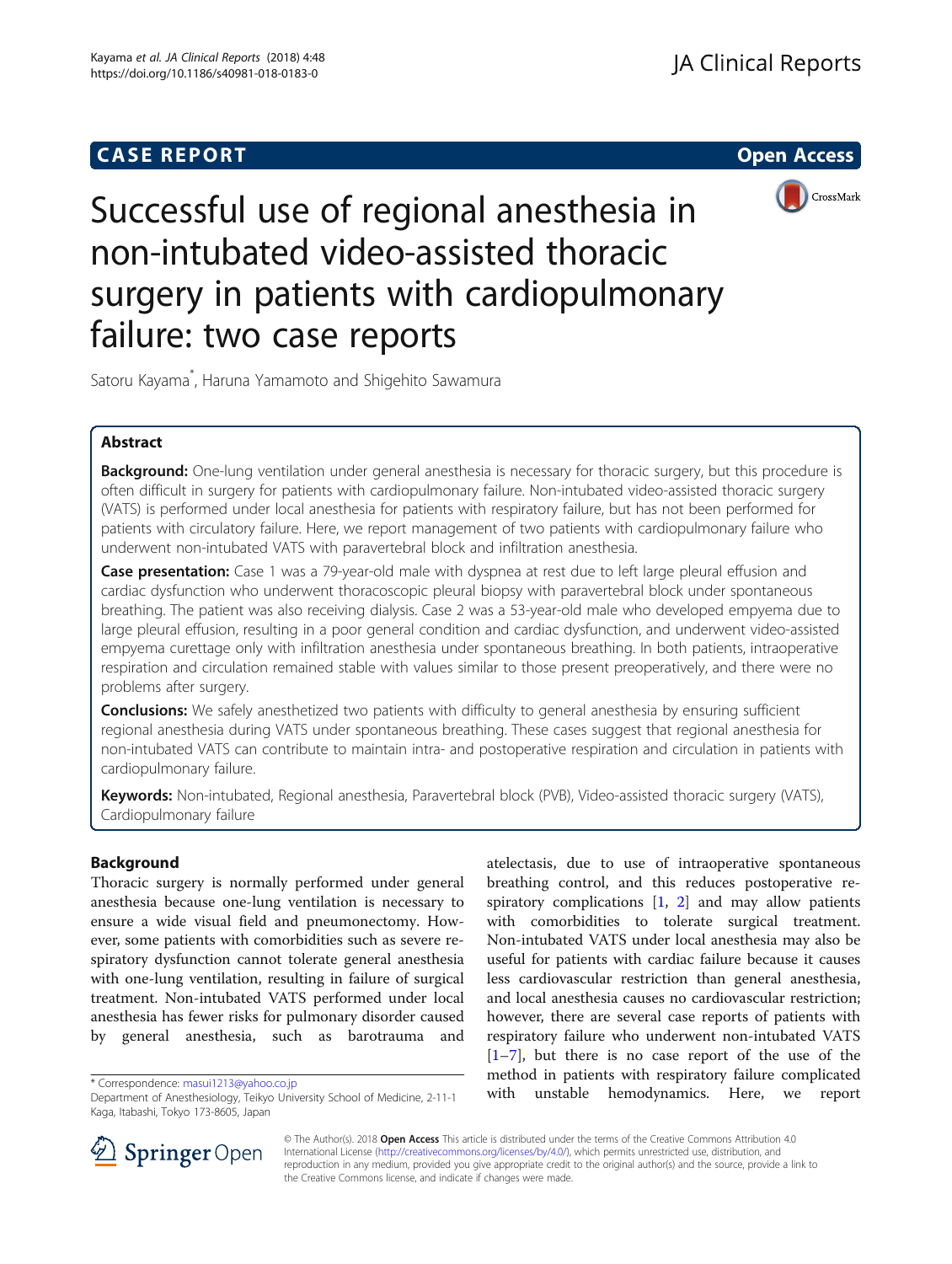# CASE REPORT

# Successful use of regional anesthesia in non-intubated video-assisted thoracic surgery in patients with cardiopulmonary failure: two case reports

Satoru Kayama*, Haruna Yamamoto and Shigehito Sawamura

## Abstract

**Background:** One-lung ventilation under general anesthesia is necessary for thoracic surgery, but this procedure is often difficult in surgery for patients with cardiopulmonary failure. Non-intubated video-assisted thoracic surgery (VATS) is performed under local anesthesia for patients with respiratory failure, but has not been performed for patients with circulatory failure. Here, we report management of two patients with cardiopulmonary failure who underwent non-intubated VATS with paravertebral block and infiltration anesthesia.

**Case presentation:** Case 1 was a 79-year-old male with dyspnea at rest due to left large pleural effusion and cardiac dysfunction who underwent thoracoscopic pleural biopsy with paravertebral block under spontaneous breathing. The patient was also receiving dialysis. Case 2 was a 53-year-old male who developed empyema due to large pleural effusion, resulting in a poor general condition and cardiac dysfunction, and underwent video-assisted empyema curettage only with infiltration anesthesia under spontaneous breathing. In both patients, intraoperative respiration and circulation remained stable with values similar to those present preoperatively, and there were no problems after surgery.

**Conclusions:** We safely anesthetized two patients with difficulty to general anesthesia by ensuring sufficient regional anesthesia during VATS under spontaneous breathing. These cases suggest that regional anesthesia for non-intubated VATS can contribute to maintain intra- and postoperative respiration and circulation in patients with cardiopulmonary failure.

**Keywords:** Non-intubated, Regional anesthesia, Paravertebral block (PVB), Video-assisted thoracic surgery (VATS), Cardiopulmonary failure

## Background

Thoracic surgery is normally performed under general anesthesia because one-lung ventilation is necessary to ensure a wide visual field and pneumonectomy. However, some patients with comorbidities such as severe respiratory dysfunction cannot tolerate general anesthesia with one-lung ventilation, resulting in failure of surgical treatment. Non-intubated VATS performed under local anesthesia has fewer risks for pulmonary disorder caused by general anesthesia, such as barotrauma and atelectasis, due to use of intraoperative spontaneous breathing control, and this reduces postoperative respiratory complications [1, 2] and may allow patients with comorbidities to tolerate surgical treatment. Non-intubated VATS under local anesthesia may also be useful for patients with cardiac failure because it causes less cardiovascular restriction than general anesthesia, and local anesthesia causes no cardiovascular restriction; however, there are several case reports of patients with respiratory failure who underwent non-intubated VATS [1–7], but there is no case report of the use of the method in patients with respiratory failure complicated with unstable hemodynamics. Here, we report

\* Correspondence: masui1213@yahoo.co.jp
Department of Anesthesiology, Teikyo University School of Medicine, 2-11-1 Kaga, Itabashi, Tokyo 173-8605, Japan

© The Author(s). 2018 **Open Access** This article is distributed under the terms of the Creative Commons Attribution 4.0 International License (http://creativecommons.org/licenses/by/4.0/), which permits unrestricted use, distribution, and reproduction in any medium, provided you give appropriate credit to the original author(s) and the source, provide a link to the Creative Commons license, and indicate if changes were made.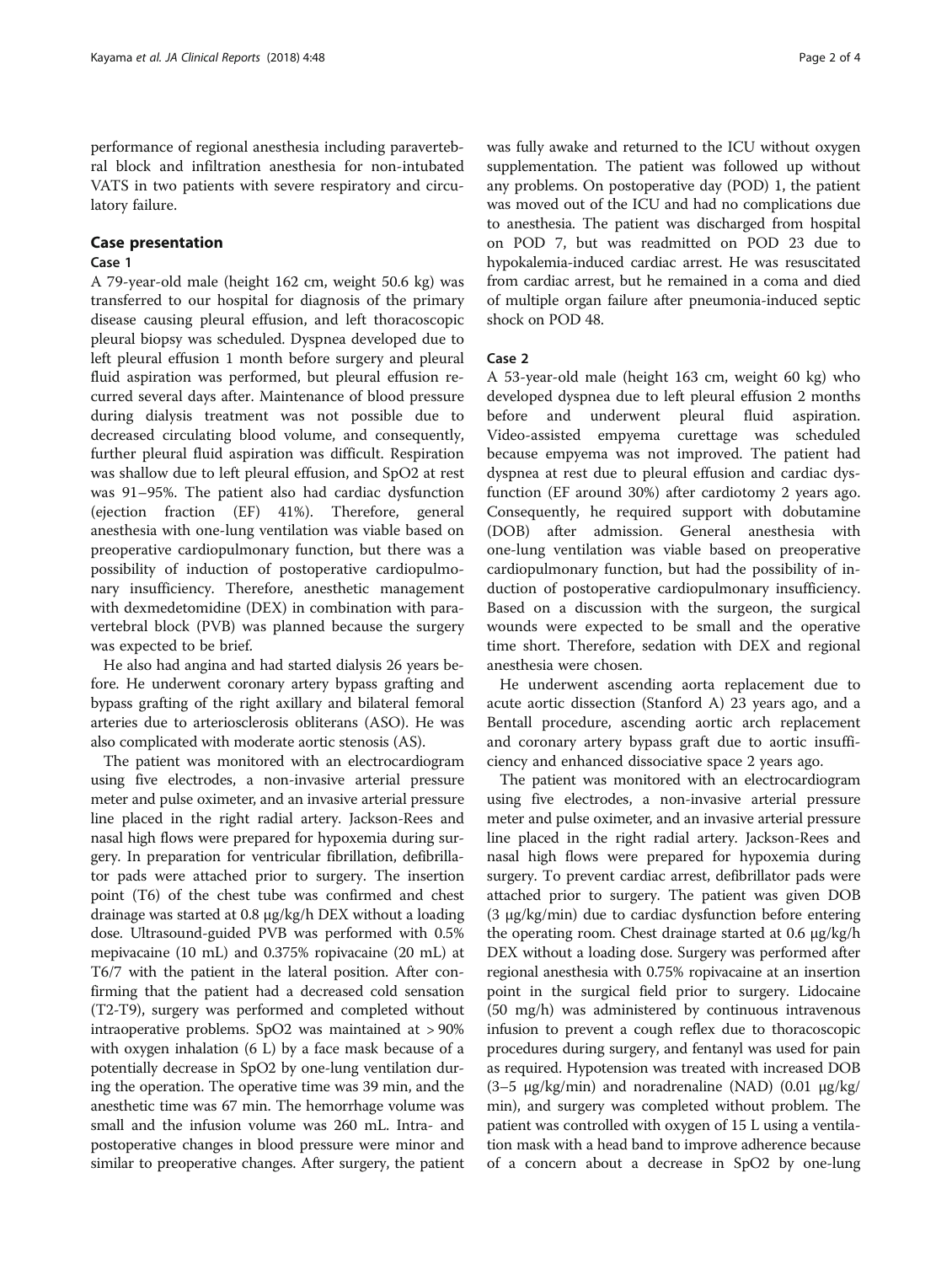performance of regional anesthesia including paravertebral block and infiltration anesthesia for non-intubated VATS in two patients with severe respiratory and circulatory failure.

## Case presentation

### Case 1

A 79-year-old male (height 162 cm, weight 50.6 kg) was transferred to our hospital for diagnosis of the primary disease causing pleural effusion, and left thoracoscopic pleural biopsy was scheduled. Dyspnea developed due to left pleural effusion 1 month before surgery and pleural fluid aspiration was performed, but pleural effusion recurred several days after. Maintenance of blood pressure during dialysis treatment was not possible due to decreased circulating blood volume, and consequently, further pleural fluid aspiration was difficult. Respiration was shallow due to left pleural effusion, and SpO2 at rest was 91–95%. The patient also had cardiac dysfunction (ejection fraction (EF) 41%). Therefore, general anesthesia with one-lung ventilation was viable based on preoperative cardiopulmonary function, but there was a possibility of induction of postoperative cardiopulmonary insufficiency. Therefore, anesthetic management with dexmedetomidine (DEX) in combination with paravertebral block (PVB) was planned because the surgery was expected to be brief.

He also had angina and had started dialysis 26 years before. He underwent coronary artery bypass grafting and bypass grafting of the right axillary and bilateral femoral arteries due to arteriosclerosis obliterans (ASO). He was also complicated with moderate aortic stenosis (AS).

The patient was monitored with an electrocardiogram using five electrodes, a non-invasive arterial pressure meter and pulse oximeter, and an invasive arterial pressure line placed in the right radial artery. Jackson-Rees and nasal high flows were prepared for hypoxemia during surgery. In preparation for ventricular fibrillation, defibrillator pads were attached prior to surgery. The insertion point (T6) of the chest tube was confirmed and chest drainage was started at 0.8 μg/kg/h DEX without a loading dose. Ultrasound-guided PVB was performed with 0.5% mepivacaine (10 mL) and 0.375% ropivacaine (20 mL) at T6/7 with the patient in the lateral position. After confirming that the patient had a decreased cold sensation (T2-T9), surgery was performed and completed without intraoperative problems. SpO2 was maintained at > 90% with oxygen inhalation (6 L) by a face mask because of a potentially decrease in SpO2 by one-lung ventilation during the operation. The operative time was 39 min, and the anesthetic time was 67 min. The hemorrhage volume was small and the infusion volume was 260 mL. Intra- and postoperative changes in blood pressure were minor and similar to preoperative changes. After surgery, the patient was fully awake and returned to the ICU without oxygen supplementation. The patient was followed up without any problems. On postoperative day (POD) 1, the patient was moved out of the ICU and had no complications due to anesthesia. The patient was discharged from hospital on POD 7, but was readmitted on POD 23 due to hypokalemia-induced cardiac arrest. He was resuscitated from cardiac arrest, but he remained in a coma and died of multiple organ failure after pneumonia-induced septic shock on POD 48.

### Case 2

A 53-year-old male (height 163 cm, weight 60 kg) who developed dyspnea due to left pleural effusion 2 months before and underwent pleural fluid aspiration. Video-assisted empyema curettage was scheduled because empyema was not improved. The patient had dyspnea at rest due to pleural effusion and cardiac dysfunction (EF around 30%) after cardiotomy 2 years ago. Consequently, he required support with dobutamine (DOB) after admission. General anesthesia with one-lung ventilation was viable based on preoperative cardiopulmonary function, but had the possibility of induction of postoperative cardiopulmonary insufficiency. Based on a discussion with the surgeon, the surgical wounds were expected to be small and the operative time short. Therefore, sedation with DEX and regional anesthesia were chosen.

He underwent ascending aorta replacement due to acute aortic dissection (Stanford A) 23 years ago, and a Bentall procedure, ascending aortic arch replacement and coronary artery bypass graft due to aortic insufficiency and enhanced dissociative space 2 years ago.

The patient was monitored with an electrocardiogram using five electrodes, a non-invasive arterial pressure meter and pulse oximeter, and an invasive arterial pressure line placed in the right radial artery. Jackson-Rees and nasal high flows were prepared for hypoxemia during surgery. To prevent cardiac arrest, defibrillator pads were attached prior to surgery. The patient was given DOB (3 μg/kg/min) due to cardiac dysfunction before entering the operating room. Chest drainage started at 0.6 μg/kg/h DEX without a loading dose. Surgery was performed after regional anesthesia with 0.75% ropivacaine at an insertion point in the surgical field prior to surgery. Lidocaine (50 mg/h) was administered by continuous intravenous infusion to prevent a cough reflex due to thoracoscopic procedures during surgery, and fentanyl was used for pain as required. Hypotension was treated with increased DOB (3–5 μg/kg/min) and noradrenaline (NAD) (0.01 μg/kg/min), and surgery was completed without problem. The patient was controlled with oxygen of 15 L using a ventilation mask with a head band to improve adherence because of a concern about a decrease in SpO2 by one-lung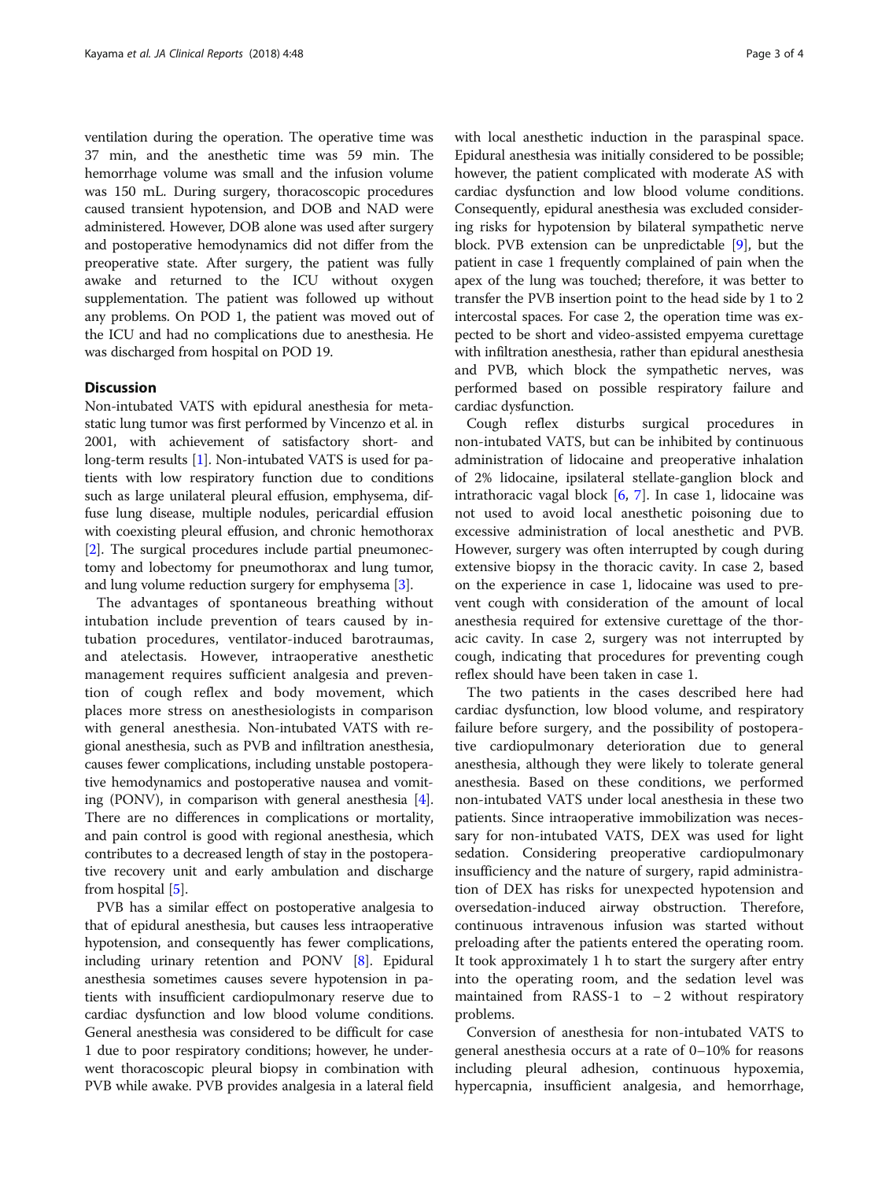ventilation during the operation. The operative time was 37 min, and the anesthetic time was 59 min. The hemorrhage volume was small and the infusion volume was 150 mL. During surgery, thoracoscopic procedures caused transient hypotension, and DOB and NAD were administered. However, DOB alone was used after surgery and postoperative hemodynamics did not differ from the preoperative state. After surgery, the patient was fully awake and returned to the ICU without oxygen supplementation. The patient was followed up without any problems. On POD 1, the patient was moved out of the ICU and had no complications due to anesthesia. He was discharged from hospital on POD 19.

## Discussion

Non-intubated VATS with epidural anesthesia for metastatic lung tumor was first performed by Vincenzo et al. in 2001, with achievement of satisfactory short- and long-term results [1]. Non-intubated VATS is used for patients with low respiratory function due to conditions such as large unilateral pleural effusion, emphysema, diffuse lung disease, multiple nodules, pericardial effusion with coexisting pleural effusion, and chronic hemothorax [2]. The surgical procedures include partial pneumonectomy and lobectomy for pneumothorax and lung tumor, and lung volume reduction surgery for emphysema [3].

The advantages of spontaneous breathing without intubation include prevention of tears caused by intubation procedures, ventilator-induced barotraumas, and atelectasis. However, intraoperative anesthetic management requires sufficient analgesia and prevention of cough reflex and body movement, which places more stress on anesthesiologists in comparison with general anesthesia. Non-intubated VATS with regional anesthesia, such as PVB and infiltration anesthesia, causes fewer complications, including unstable postoperative hemodynamics and postoperative nausea and vomiting (PONV), in comparison with general anesthesia [4]. There are no differences in complications or mortality, and pain control is good with regional anesthesia, which contributes to a decreased length of stay in the postoperative recovery unit and early ambulation and discharge from hospital [5].

PVB has a similar effect on postoperative analgesia to that of epidural anesthesia, but causes less intraoperative hypotension, and consequently has fewer complications, including urinary retention and PONV [8]. Epidural anesthesia sometimes causes severe hypotension in patients with insufficient cardiopulmonary reserve due to cardiac dysfunction and low blood volume conditions. General anesthesia was considered to be difficult for case 1 due to poor respiratory conditions; however, he underwent thoracoscopic pleural biopsy in combination with PVB while awake. PVB provides analgesia in a lateral field with local anesthetic induction in the paraspinal space. Epidural anesthesia was initially considered to be possible; however, the patient complicated with moderate AS with cardiac dysfunction and low blood volume conditions. Consequently, epidural anesthesia was excluded considering risks for hypotension by bilateral sympathetic nerve block. PVB extension can be unpredictable [9], but the patient in case 1 frequently complained of pain when the apex of the lung was touched; therefore, it was better to transfer the PVB insertion point to the head side by 1 to 2 intercostal spaces. For case 2, the operation time was expected to be short and video-assisted empyema curettage with infiltration anesthesia, rather than epidural anesthesia and PVB, which block the sympathetic nerves, was performed based on possible respiratory failure and cardiac dysfunction.

Cough reflex disturbs surgical procedures in non-intubated VATS, but can be inhibited by continuous administration of lidocaine and preoperative inhalation of 2% lidocaine, ipsilateral stellate-ganglion block and intrathoracic vagal block [6, 7]. In case 1, lidocaine was not used to avoid local anesthetic poisoning due to excessive administration of local anesthetic and PVB. However, surgery was often interrupted by cough during extensive biopsy in the thoracic cavity. In case 2, based on the experience in case 1, lidocaine was used to prevent cough with consideration of the amount of local anesthesia required for extensive curettage of the thoracic cavity. In case 2, surgery was not interrupted by cough, indicating that procedures for preventing cough reflex should have been taken in case 1.

The two patients in the cases described here had cardiac dysfunction, low blood volume, and respiratory failure before surgery, and the possibility of postoperative cardiopulmonary deterioration due to general anesthesia, although they were likely to tolerate general anesthesia. Based on these conditions, we performed non-intubated VATS under local anesthesia in these two patients. Since intraoperative immobilization was necessary for non-intubated VATS, DEX was used for light sedation. Considering preoperative cardiopulmonary insufficiency and the nature of surgery, rapid administration of DEX has risks for unexpected hypotension and oversedation-induced airway obstruction. Therefore, continuous intravenous infusion was started without preloading after the patients entered the operating room. It took approximately 1 h to start the surgery after entry into the operating room, and the sedation level was maintained from RASS-1 to −2 without respiratory problems.

Conversion of anesthesia for non-intubated VATS to general anesthesia occurs at a rate of 0–10% for reasons including pleural adhesion, continuous hypoxemia, hypercapnia, insufficient analgesia, and hemorrhage,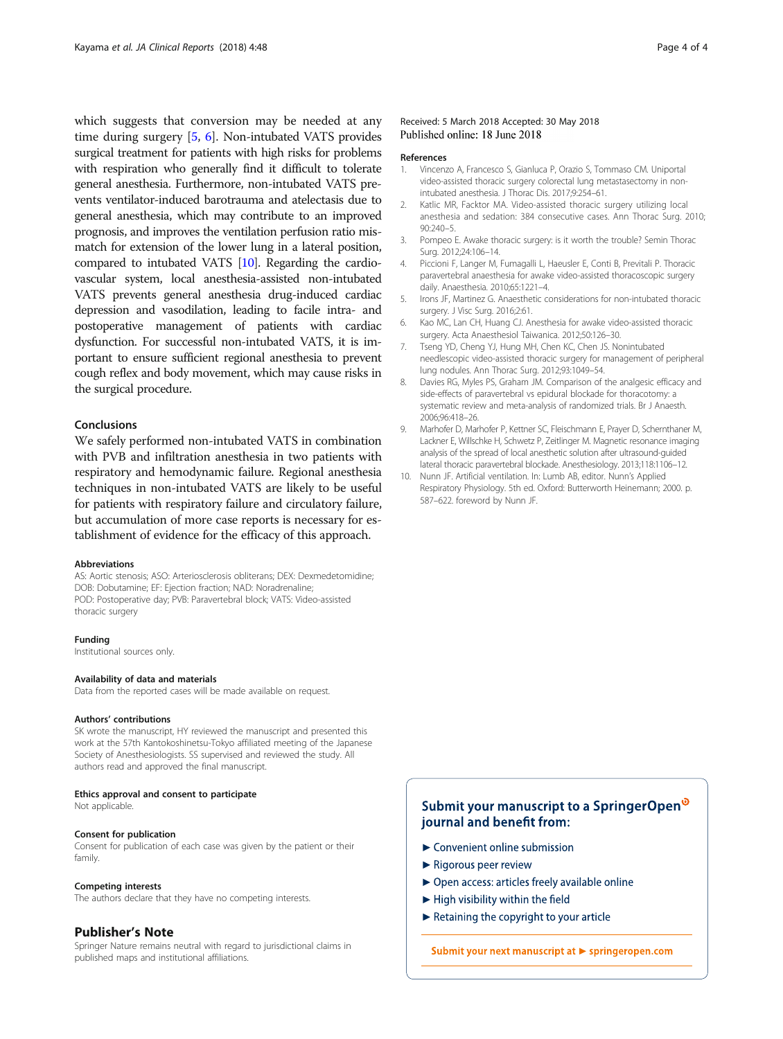which suggests that conversion may be needed at any time during surgery [5, 6]. Non-intubated VATS provides surgical treatment for patients with high risks for problems with respiration who generally find it difficult to tolerate general anesthesia. Furthermore, non-intubated VATS prevents ventilator-induced barotrauma and atelectasis due to general anesthesia, which may contribute to an improved prognosis, and improves the ventilation perfusion ratio mismatch for extension of the lower lung in a lateral position, compared to intubated VATS [10]. Regarding the cardiovascular system, local anesthesia-assisted non-intubated VATS prevents general anesthesia drug-induced cardiac depression and vasodilation, leading to facile intra- and postoperative management of patients with cardiac dysfunction. For successful non-intubated VATS, it is important to ensure sufficient regional anesthesia to prevent cough reflex and body movement, which may cause risks in the surgical procedure.

## Conclusions

We safely performed non-intubated VATS in combination with PVB and infiltration anesthesia in two patients with respiratory and hemodynamic failure. Regional anesthesia techniques in non-intubated VATS are likely to be useful for patients with respiratory failure and circulatory failure, but accumulation of more case reports is necessary for establishment of evidence for the efficacy of this approach.

#### Abbreviations

AS: Aortic stenosis; ASO: Arteriosclerosis obliterans; DEX: Dexmedetomidine; DOB: Dobutamine; EF: Ejection fraction; NAD: Noradrenaline; POD: Postoperative day; PVB: Paravertebral block; VATS: Video-assisted thoracic surgery

#### Funding

Institutional sources only.

#### Availability of data and materials

Data from the reported cases will be made available on request.

#### Authors' contributions

SK wrote the manuscript, HY reviewed the manuscript and presented this work at the 57th Kantokoshinetsu-Tokyo affiliated meeting of the Japanese Society of Anesthesiologists. SS supervised and reviewed the study. All authors read and approved the final manuscript.

#### Ethics approval and consent to participate

Not applicable.

#### Consent for publication

Consent for publication of each case was given by the patient or their family.

#### Competing interests

The authors declare that they have no competing interests.

## Publisher's Note

Springer Nature remains neutral with regard to jurisdictional claims in published maps and institutional affiliations.

Received: 5 March 2018 Accepted: 30 May 2018
Published online: 18 June 2018

#### References

1. Vincenzo A, Francesco S, Gianluca P, Orazio S, Tommaso CM. Uniportal video-assisted thoracic surgery colorectal lung metastasectomy in non-intubated anesthesia. J Thorac Dis. 2017;9:254–61.
2. Katlic MR, Facktor MA. Video-assisted thoracic surgery utilizing local anesthesia and sedation: 384 consecutive cases. Ann Thorac Surg. 2010; 90:240–5.
3. Pompeo E. Awake thoracic surgery: is it worth the trouble? Semin Thorac Surg. 2012;24:106–14.
4. Piccioni F, Langer M, Fumagalli L, Haeusler E, Conti B, Previtali P. Thoracic paravertebral anaesthesia for awake video-assisted thoracoscopic surgery daily. Anaesthesia. 2010;65:1221–4.
5. Irons JF, Martinez G. Anaesthetic considerations for non-intubated thoracic surgery. J Visc Surg. 2016;2:61.
6. Kao MC, Lan CH, Huang CJ. Anesthesia for awake video-assisted thoracic surgery. Acta Anaesthesiol Taiwanica. 2012;50:126–30.
7. Tseng YD, Cheng YJ, Hung MH, Chen KC, Chen JS. Nonintubated needlescopic video-assisted thoracic surgery for management of peripheral lung nodules. Ann Thorac Surg. 2012;93:1049–54.
8. Davies RG, Myles PS, Graham JM. Comparison of the analgesic efficacy and side-effects of paravertebral vs epidural blockade for thoracotomy: a systematic review and meta-analysis of randomized trials. Br J Anaesth. 2006;96:418–26.
9. Marhofer D, Marhofer P, Kettner SC, Fleischmann E, Prayer D, Schernthaner M, Lackner E, Willschke H, Schwetz P, Zeitlinger M. Magnetic resonance imaging analysis of the spread of local anesthetic solution after ultrasound-guided lateral thoracic paravertebral blockade. Anesthesiology. 2013;118:1106–12.
10. Nunn JF. Artificial ventilation. In: Lumb AB, editor. Nunn's Applied Respiratory Physiology. 5th ed. Oxford: Butterworth Heinemann; 2000. p. 587–622. foreword by Nunn JF.

**Submit your manuscript to a SpringerOpen journal and benefit from:**

- Convenient online submission
- Rigorous peer review
- Open access: articles freely available online
- High visibility within the field
- Retaining the copyright to your article

Submit your next manuscript at ▶ springeropen.com